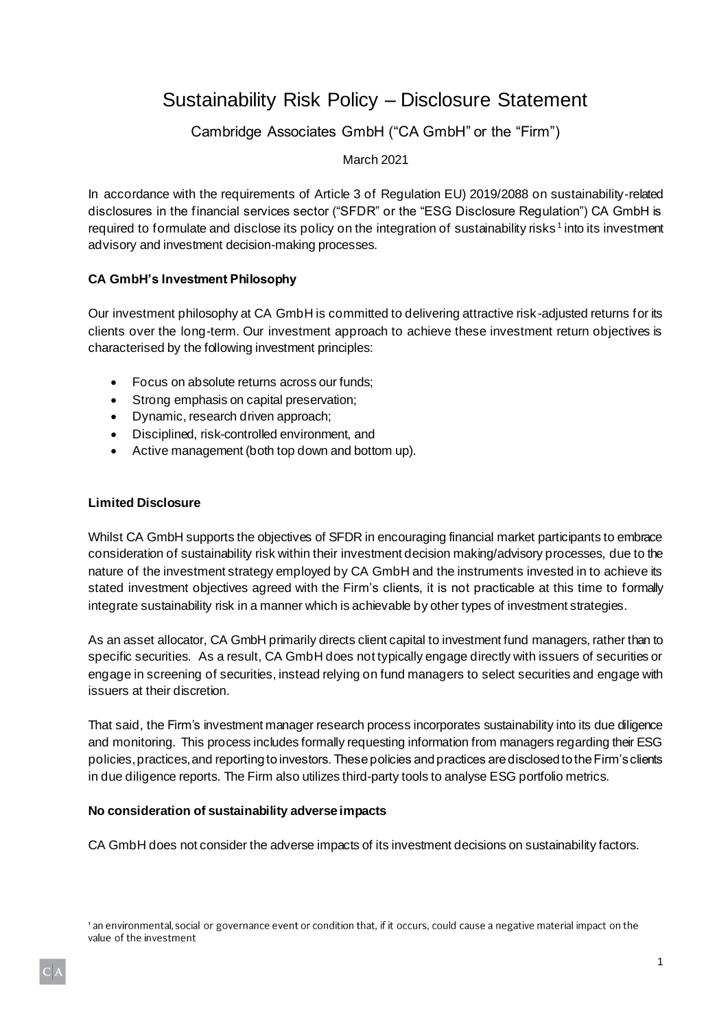# Sustainability Risk Policy – Disclosure Statement

Cambridge Associates GmbH ("CA GmbH" or the "Firm")

March 2021

In accordance with the requirements of Article 3 of Regulation EU) 2019/2088 on sustainability-related disclosures in the financial services sector ("SFDR" or the "ESG Disclosure Regulation") CA GmbH is required to formulate and disclose its policy on the integration of sustainability risks[1] into its investment advisory and investment decision-making processes.

**CA GmbH's Investment Philosophy**

Our investment philosophy at CA GmbH is committed to delivering attractive risk-adjusted returns for its clients over the long-term. Our investment approach to achieve these investment return objectives is characterised by the following investment principles:

- Focus on absolute returns across our funds;
- Strong emphasis on capital preservation;
- Dynamic, research driven approach;
- Disciplined, risk-controlled environment, and
- Active management (both top down and bottom up).

**Limited Disclosure**

Whilst CA GmbH supports the objectives of SFDR in encouraging financial market participants to embrace consideration of sustainability risk within their investment decision making/advisory processes, due to the nature of the investment strategy employed by CA GmbH and the instruments invested in to achieve its stated investment objectives agreed with the Firm's clients, it is not practicable at this time to formally integrate sustainability risk in a manner which is achievable by other types of investment strategies.

As an asset allocator, CA GmbH primarily directs client capital to investment fund managers, rather than to specific securities. As a result, CA GmbH does not typically engage directly with issuers of securities or engage in screening of securities, instead relying on fund managers to select securities and engage with issuers at their discretion.

That said, the Firm's investment manager research process incorporates sustainability into its due diligence and monitoring. This process includes formally requesting information from managers regarding their ESG policies, practices, and reporting to investors. These policies and practices are disclosed to the Firm's clients in due diligence reports. The Firm also utilizes third-party tools to analyse ESG portfolio metrics.

**No consideration of sustainability adverse impacts**

CA GmbH does not consider the adverse impacts of its investment decisions on sustainability factors.

[1] an environmental, social or governance event or condition that, if it occurs, could cause a negative material impact on the value of the investment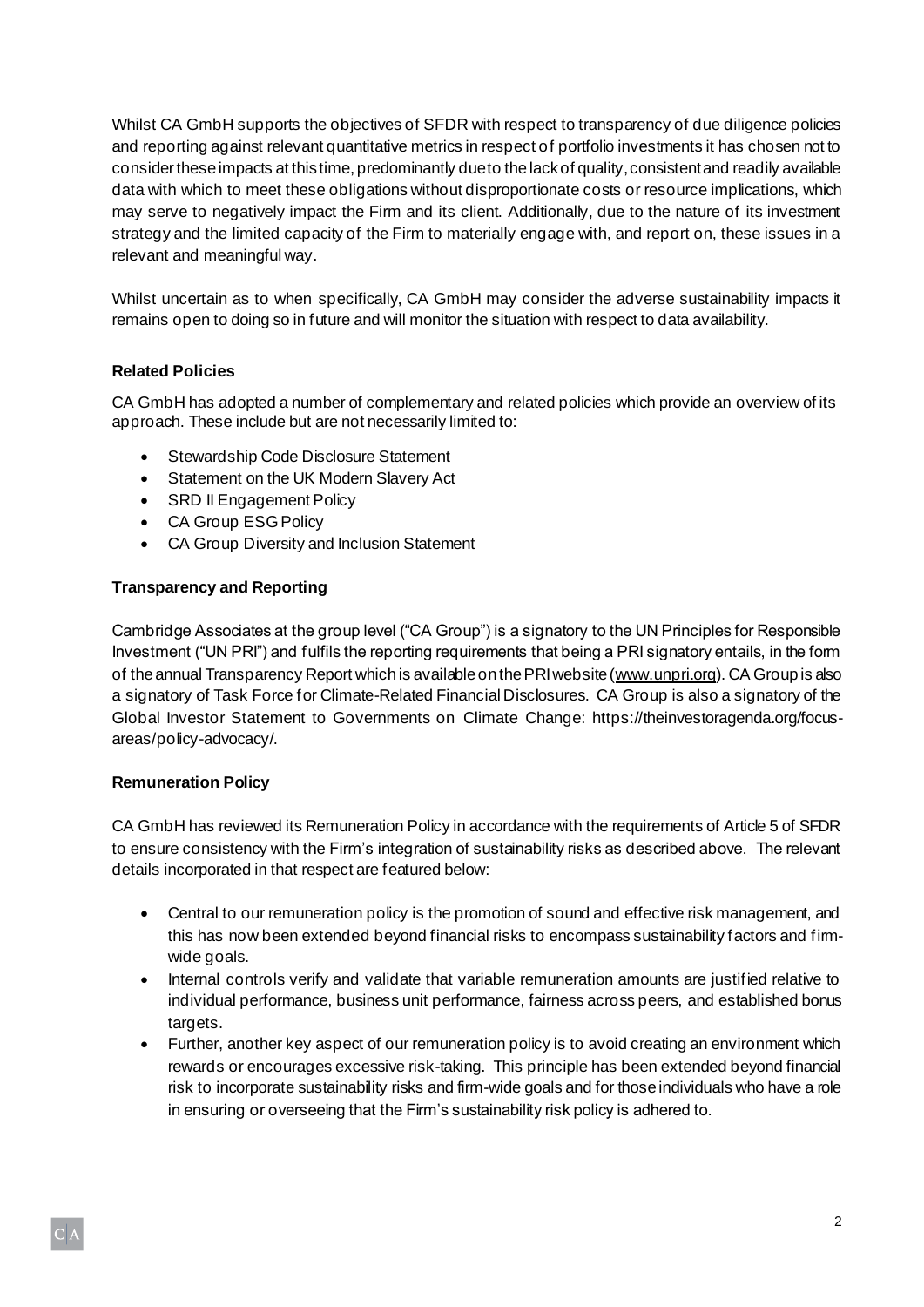Whilst CA GmbH supports the objectives of SFDR with respect to transparency of due diligence policies and reporting against relevant quantitative metrics in respect of portfolio investments it has chosen not to consider these impacts at this time, predominantly due to the lack of quality, consistent and readily available data with which to meet these obligations without disproportionate costs or resource implications, which may serve to negatively impact the Firm and its client. Additionally, due to the nature of its investment strategy and the limited capacity of the Firm to materially engage with, and report on, these issues in a relevant and meaningful way.

Whilst uncertain as to when specifically, CA GmbH may consider the adverse sustainability impacts it remains open to doing so in future and will monitor the situation with respect to data availability.

**Related Policies**

CA GmbH has adopted a number of complementary and related policies which provide an overview of its approach. These include but are not necessarily limited to:

- Stewardship Code Disclosure Statement
- Statement on the UK Modern Slavery Act
- SRD II Engagement Policy
- CA Group ESG Policy
- CA Group Diversity and Inclusion Statement

**Transparency and Reporting**

Cambridge Associates at the group level ("CA Group") is a signatory to the UN Principles for Responsible Investment ("UN PRI") and fulfils the reporting requirements that being a PRI signatory entails, in the form of the annual Transparency Report which is available on the PRI website (www.unpri.org). CA Group is also a signatory of Task Force for Climate-Related Financial Disclosures. CA Group is also a signatory of the Global Investor Statement to Governments on Climate Change: https://theinvestoragenda.org/focus-areas/policy-advocacy/.

**Remuneration Policy**

CA GmbH has reviewed its Remuneration Policy in accordance with the requirements of Article 5 of SFDR to ensure consistency with the Firm's integration of sustainability risks as described above. The relevant details incorporated in that respect are featured below:

- Central to our remuneration policy is the promotion of sound and effective risk management, and this has now been extended beyond financial risks to encompass sustainability factors and firm-wide goals.
- Internal controls verify and validate that variable remuneration amounts are justified relative to individual performance, business unit performance, fairness across peers, and established bonus targets.
- Further, another key aspect of our remuneration policy is to avoid creating an environment which rewards or encourages excessive risk-taking. This principle has been extended beyond financial risk to incorporate sustainability risks and firm-wide goals and for those individuals who have a role in ensuring or overseeing that the Firm's sustainability risk policy is adhered to.